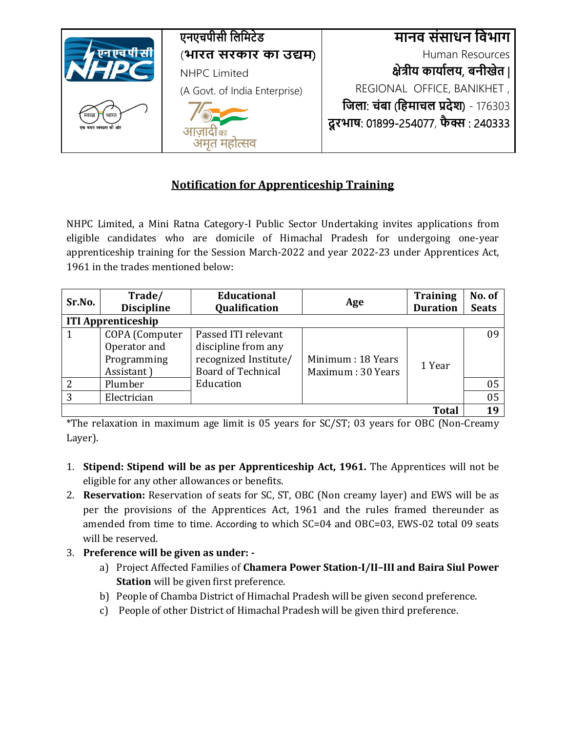| | एनएचपीसी लिमिटेड<br>(भारत सरकार का उद्यम)<br>NHPC Limited<br>(A Govt. of India Enterprise) | मानव संसाधन विभाग<br>Human Resources<br>क्षेत्रीय कार्यालय, बनीखेत ।<br>REGIONAL OFFICE, BANIKHET ,<br>जिला: चंबा (हिमाचल प्रदेश) - 176303<br>दूरभाष: 01899-254077, फैक्स : 240333 |
|---|---|---|

## Notification for Apprenticeship Training

NHPC Limited, a Mini Ratna Category-I Public Sector Undertaking invites applications from eligible candidates who are domicile of Himachal Pradesh for undergoing one-year apprenticeship training for the Session March-2022 and year 2022-23 under Apprentices Act, 1961 in the trades mentioned below:

| Sr.No. | Trade/ Discipline | Educational Qualification | Age | Training Duration | No. of Seats |
|---|---|---|---|---|---|
| **ITI Apprenticeship** | | | | | |
| 1 | COPA (Computer Operator and Programming Assistant ) | Passed ITI relevant discipline from any recognized Institute/ Board of Technical Education | Minimum : 18 Years<br>Maximum : 30 Years | 1 Year | 09 |
| 2 | Plumber | | | | 05 |
| 3 | Electrician | | | | 05 |
| | | | | **Total** | **19** |

*The relaxation in maximum age limit is 05 years for SC/ST; 03 years for OBC (Non-Creamy Layer).

1. **Stipend: Stipend will be as per Apprenticeship Act, 1961.** The Apprentices will not be eligible for any other allowances or benefits.
2. **Reservation:** Reservation of seats for SC, ST, OBC (Non creamy layer) and EWS will be as per the provisions of the Apprentices Act, 1961 and the rules framed thereunder as amended from time to time. According to which SC=04 and OBC=03, EWS-02 total 09 seats will be reserved.
3. **Preference will be given as under: -**
   a) Project Affected Families of **Chamera Power Station-I/II–III and Baira Siul Power Station** will be given first preference.
   b) People of Chamba District of Himachal Pradesh will be given second preference.
   c) People of other District of Himachal Pradesh will be given third preference.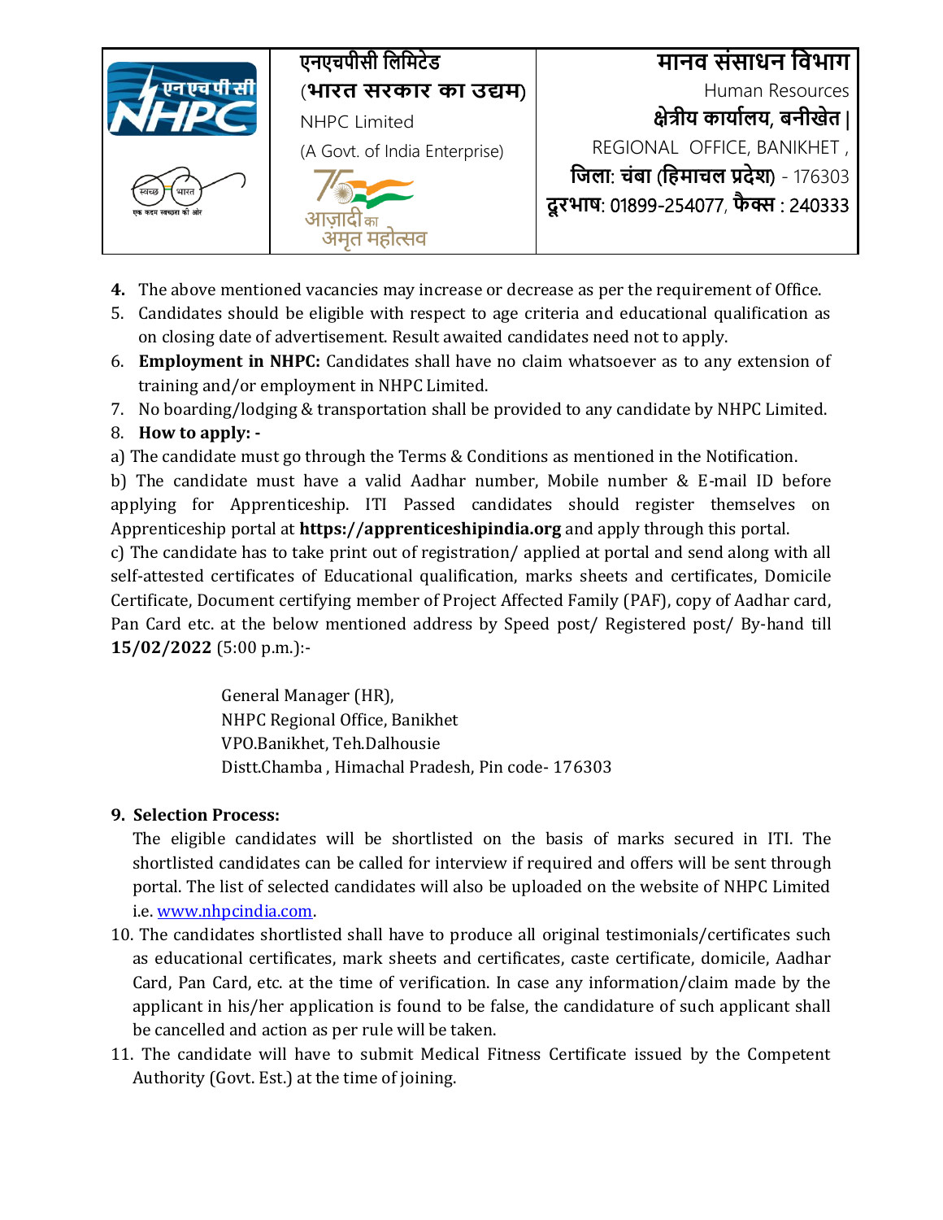| | एनएचपीसी लिमिटेड<br>(भारत सरकार का उद्यम)<br>NHPC Limited<br>(A Govt. of India Enterprise) | मानव संसाधन विभाग<br>Human Resources<br>क्षेत्रीय कार्यालय, बनीखेत \|<br>REGIONAL OFFICE, BANIKHET ,<br>जिला: चंबा (हिमाचल प्रदेश) - 176303<br>दूरभाष: 01899-254077, फैक्स : 240333 |
| --- | --- | --- |

4. The above mentioned vacancies may increase or decrease as per the requirement of Office.
5. Candidates should be eligible with respect to age criteria and educational qualification as on closing date of advertisement. Result awaited candidates need not to apply.
6. **Employment in NHPC:** Candidates shall have no claim whatsoever as to any extension of training and/or employment in NHPC Limited.
7. No boarding/lodging & transportation shall be provided to any candidate by NHPC Limited.
8. **How to apply: -**

a) The candidate must go through the Terms & Conditions as mentioned in the Notification.

b) The candidate must have a valid Aadhar number, Mobile number & E-mail ID before applying for Apprenticeship. ITI Passed candidates should register themselves on Apprenticeship portal at **https://apprenticeshipindia.org** and apply through this portal.

c) The candidate has to take print out of registration/ applied at portal and send along with all self-attested certificates of Educational qualification, marks sheets and certificates, Domicile Certificate, Document certifying member of Project Affected Family (PAF), copy of Aadhar card, Pan Card etc. at the below mentioned address by Speed post/ Registered post/ By-hand till **15/02/2022** (5:00 p.m.):-

General Manager (HR),
NHPC Regional Office, Banikhet
VPO.Banikhet, Teh.Dalhousie
Distt.Chamba , Himachal Pradesh, Pin code- 176303

9. **Selection Process:**
   The eligible candidates will be shortlisted on the basis of marks secured in ITI. The shortlisted candidates can be called for interview if required and offers will be sent through portal. The list of selected candidates will also be uploaded on the website of NHPC Limited i.e. www.nhpcindia.com.
10. The candidates shortlisted shall have to produce all original testimonials/certificates such as educational certificates, mark sheets and certificates, caste certificate, domicile, Aadhar Card, Pan Card, etc. at the time of verification. In case any information/claim made by the applicant in his/her application is found to be false, the candidature of such applicant shall be cancelled and action as per rule will be taken.
11. The candidate will have to submit Medical Fitness Certificate issued by the Competent Authority (Govt. Est.) at the time of joining.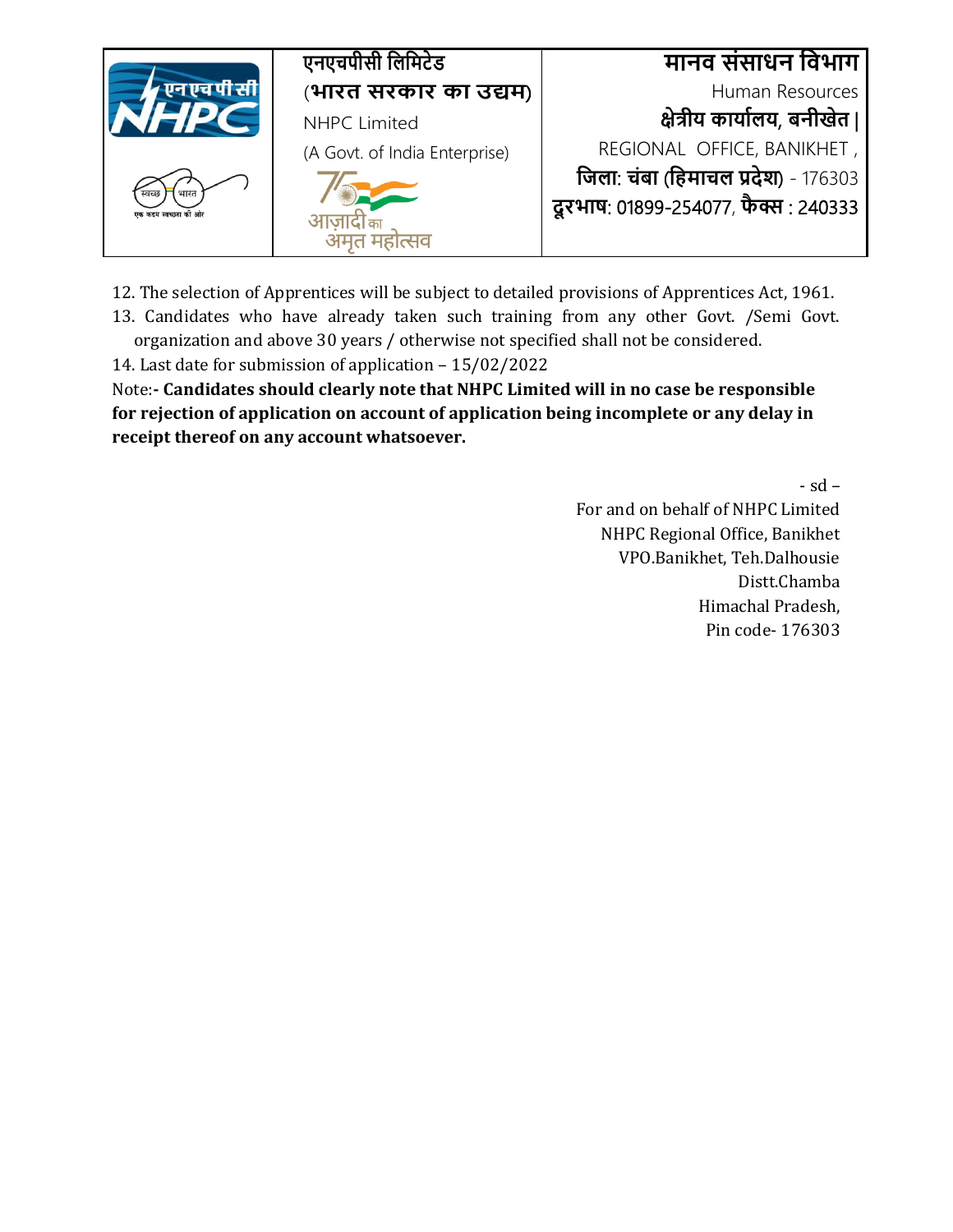| | | |
|---|---|---|
| | एनएचपीसी लिमिटेड<br>(भारत सरकार का उद्यम)<br>NHPC Limited<br>(A Govt. of India Enterprise) | मानव संसाधन विभाग<br>Human Resources<br>क्षेत्रीय कार्यालय, बनीखेत \|<br>REGIONAL OFFICE, BANIKHET ,<br>जिला: चंबा (हिमाचल प्रदेश) - 176303<br>दूरभाष: 01899-254077, फैक्स : 240333 |

12. The selection of Apprentices will be subject to detailed provisions of Apprentices Act, 1961.
13. Candidates who have already taken such training from any other Govt. /Semi Govt. organization and above 30 years / otherwise not specified shall not be considered.
14. Last date for submission of application – 15/02/2022

Note:- **Candidates should clearly note that NHPC Limited will in no case be responsible for rejection of application on account of application being incomplete or any delay in receipt thereof on any account whatsoever.**

- sd –
For and on behalf of NHPC Limited
NHPC Regional Office, Banikhet
VPO.Banikhet, Teh.Dalhousie
Distt.Chamba
Himachal Pradesh,
Pin code- 176303